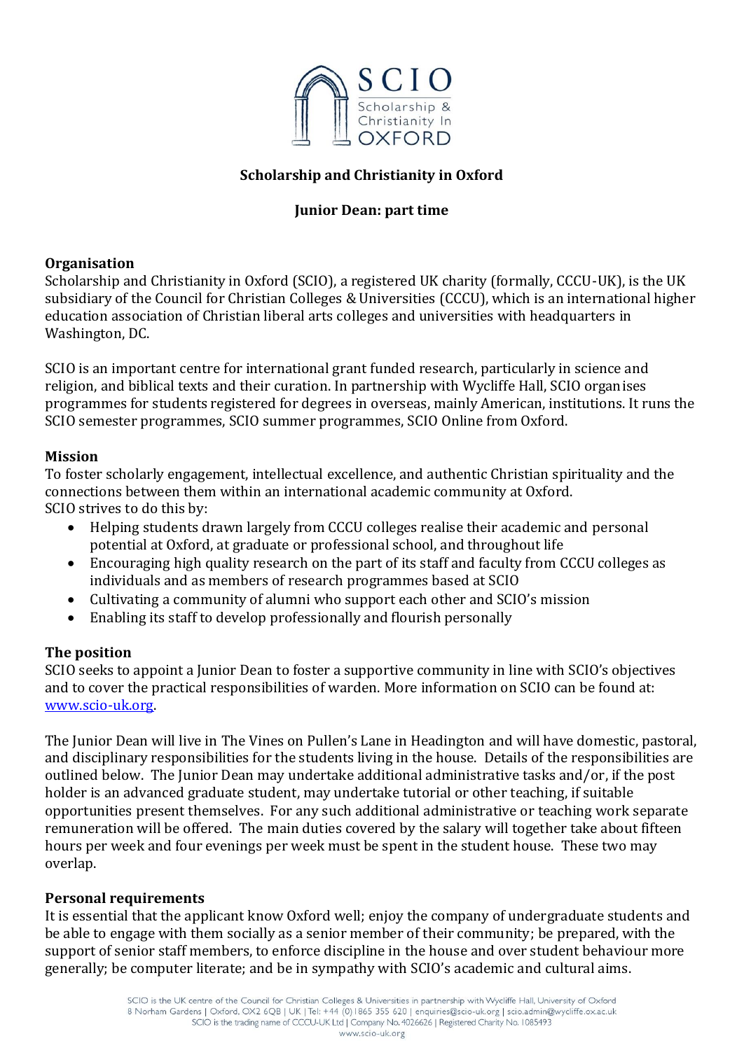# Scholarship and Christianity in Oxford

## Junior Dean: part time

**Organisation**

Scholarship and Christianity in Oxford (SCIO), a registered UK charity (formally, CCCU-UK), is the UK subsidiary of the Council for Christian Colleges & Universities (CCCU), which is an international higher education association of Christian liberal arts colleges and universities with headquarters in Washington, DC.

SCIO is an important centre for international grant funded research, particularly in science and religion, and biblical texts and their curation. In partnership with Wycliffe Hall, SCIO organises programmes for students registered for degrees in overseas, mainly American, institutions. It runs the SCIO semester programmes, SCIO summer programmes, SCIO Online from Oxford.

**Mission**

To foster scholarly engagement, intellectual excellence, and authentic Christian spirituality and the connections between them within an international academic community at Oxford.
SCIO strives to do this by:

- Helping students drawn largely from CCCU colleges realise their academic and personal potential at Oxford, at graduate or professional school, and throughout life
- Encouraging high quality research on the part of its staff and faculty from CCCU colleges as individuals and as members of research programmes based at SCIO
- Cultivating a community of alumni who support each other and SCIO's mission
- Enabling its staff to develop professionally and flourish personally

**The position**

SCIO seeks to appoint a Junior Dean to foster a supportive community in line with SCIO's objectives and to cover the practical responsibilities of warden. More information on SCIO can be found at: [www.scio-uk.org](www.scio-uk.org).

The Junior Dean will live in The Vines on Pullen's Lane in Headington and will have domestic, pastoral, and disciplinary responsibilities for the students living in the house. Details of the responsibilities are outlined below. The Junior Dean may undertake additional administrative tasks and/or, if the post holder is an advanced graduate student, may undertake tutorial or other teaching, if suitable opportunities present themselves. For any such additional administrative or teaching work separate remuneration will be offered. The main duties covered by the salary will together take about fifteen hours per week and four evenings per week must be spent in the student house. These two may overlap.

**Personal requirements**

It is essential that the applicant know Oxford well; enjoy the company of undergraduate students and be able to engage with them socially as a senior member of their community; be prepared, with the support of senior staff members, to enforce discipline in the house and over student behaviour more generally; be computer literate; and be in sympathy with SCIO's academic and cultural aims.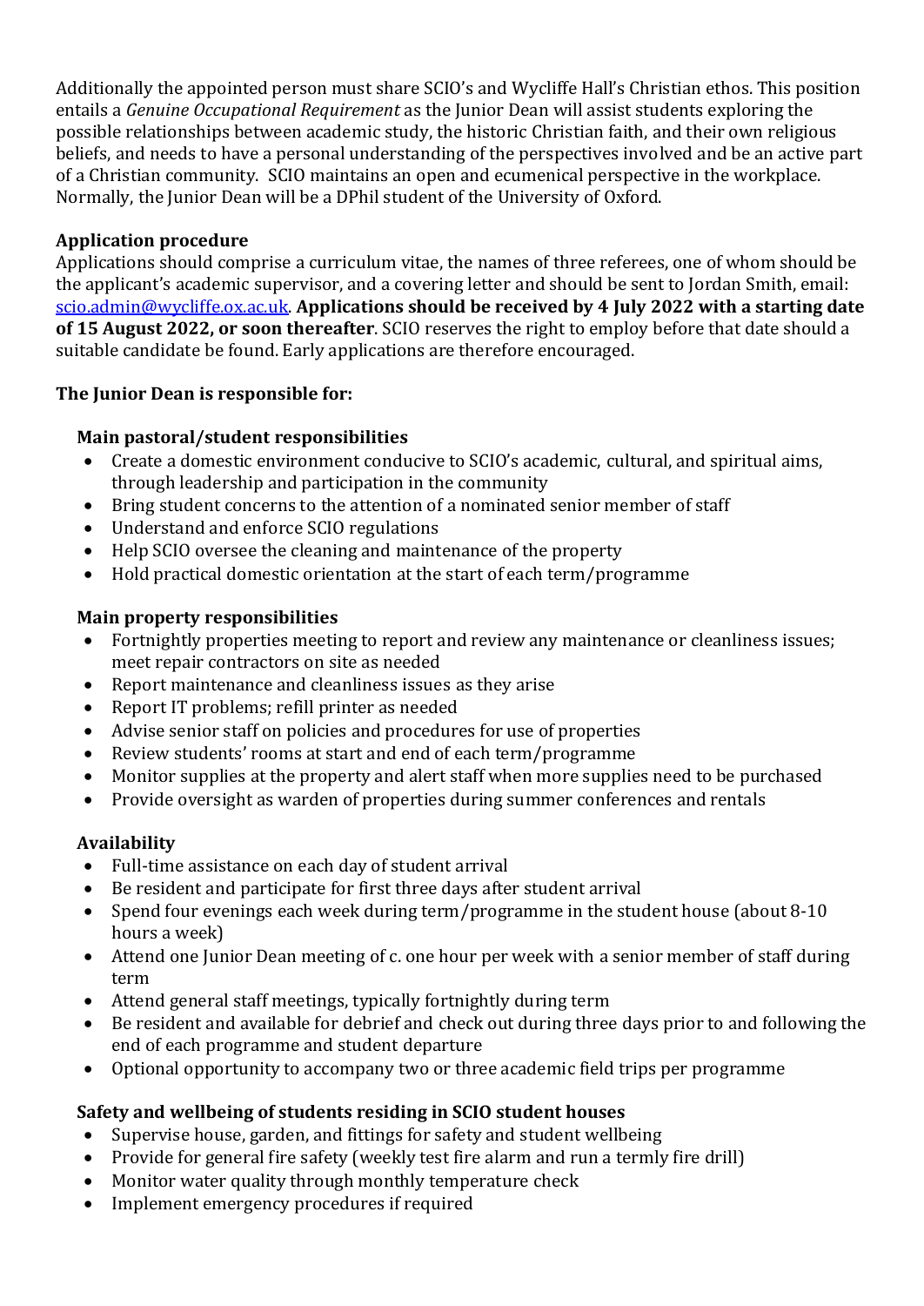Additionally the appointed person must share SCIO's and Wycliffe Hall's Christian ethos. This position entails a *Genuine Occupational Requirement* as the Junior Dean will assist students exploring the possible relationships between academic study, the historic Christian faith, and their own religious beliefs, and needs to have a personal understanding of the perspectives involved and be an active part of a Christian community. SCIO maintains an open and ecumenical perspective in the workplace. Normally, the Junior Dean will be a DPhil student of the University of Oxford.

**Application procedure**

Applications should comprise a curriculum vitae, the names of three referees, one of whom should be the applicant's academic supervisor, and a covering letter and should be sent to Jordan Smith, email: [scio.admin@wycliffe.ox.ac.uk](mailto:scio.admin@wycliffe.ox.ac.uk). **Applications should be received by 4 July 2022 with a starting date of 15 August 2022, or soon thereafter**. SCIO reserves the right to employ before that date should a suitable candidate be found. Early applications are therefore encouraged.

**The Junior Dean is responsible for:**

**Main pastoral/student responsibilities**

- Create a domestic environment conducive to SCIO's academic, cultural, and spiritual aims, through leadership and participation in the community
- Bring student concerns to the attention of a nominated senior member of staff
- Understand and enforce SCIO regulations
- Help SCIO oversee the cleaning and maintenance of the property
- Hold practical domestic orientation at the start of each term/programme

**Main property responsibilities**

- Fortnightly properties meeting to report and review any maintenance or cleanliness issues; meet repair contractors on site as needed
- Report maintenance and cleanliness issues as they arise
- Report IT problems; refill printer as needed
- Advise senior staff on policies and procedures for use of properties
- Review students' rooms at start and end of each term/programme
- Monitor supplies at the property and alert staff when more supplies need to be purchased
- Provide oversight as warden of properties during summer conferences and rentals

**Availability**

- Full-time assistance on each day of student arrival
- Be resident and participate for first three days after student arrival
- Spend four evenings each week during term/programme in the student house (about 8-10 hours a week)
- Attend one Junior Dean meeting of c. one hour per week with a senior member of staff during term
- Attend general staff meetings, typically fortnightly during term
- Be resident and available for debrief and check out during three days prior to and following the end of each programme and student departure
- Optional opportunity to accompany two or three academic field trips per programme

**Safety and wellbeing of students residing in SCIO student houses**

- Supervise house, garden, and fittings for safety and student wellbeing
- Provide for general fire safety (weekly test fire alarm and run a termly fire drill)
- Monitor water quality through monthly temperature check
- Implement emergency procedures if required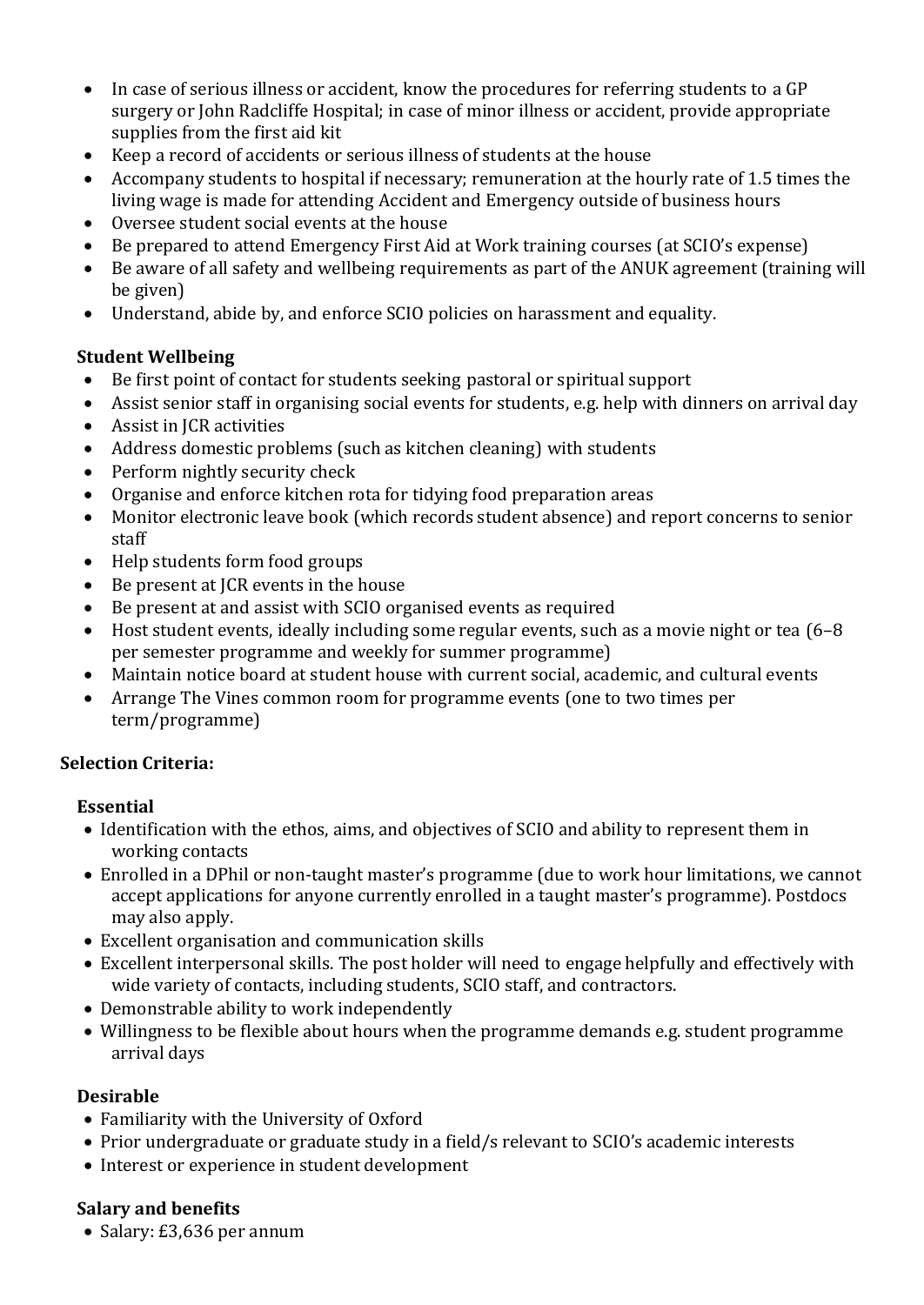- In case of serious illness or accident, know the procedures for referring students to a GP surgery or John Radcliffe Hospital; in case of minor illness or accident, provide appropriate supplies from the first aid kit
- Keep a record of accidents or serious illness of students at the house
- Accompany students to hospital if necessary; remuneration at the hourly rate of 1.5 times the living wage is made for attending Accident and Emergency outside of business hours
- Oversee student social events at the house
- Be prepared to attend Emergency First Aid at Work training courses (at SCIO's expense)
- Be aware of all safety and wellbeing requirements as part of the ANUK agreement (training will be given)
- Understand, abide by, and enforce SCIO policies on harassment and equality.

**Student Wellbeing**

- Be first point of contact for students seeking pastoral or spiritual support
- Assist senior staff in organising social events for students, e.g. help with dinners on arrival day
- Assist in JCR activities
- Address domestic problems (such as kitchen cleaning) with students
- Perform nightly security check
- Organise and enforce kitchen rota for tidying food preparation areas
- Monitor electronic leave book (which records student absence) and report concerns to senior staff
- Help students form food groups
- Be present at JCR events in the house
- Be present at and assist with SCIO organised events as required
- Host student events, ideally including some regular events, such as a movie night or tea (6–8 per semester programme and weekly for summer programme)
- Maintain notice board at student house with current social, academic, and cultural events
- Arrange The Vines common room for programme events (one to two times per term/programme)

**Selection Criteria:**

**Essential**

- Identification with the ethos, aims, and objectives of SCIO and ability to represent them in working contacts
- Enrolled in a DPhil or non-taught master's programme (due to work hour limitations, we cannot accept applications for anyone currently enrolled in a taught master's programme). Postdocs may also apply.
- Excellent organisation and communication skills
- Excellent interpersonal skills. The post holder will need to engage helpfully and effectively with wide variety of contacts, including students, SCIO staff, and contractors.
- Demonstrable ability to work independently
- Willingness to be flexible about hours when the programme demands e.g. student programme arrival days

**Desirable**

- Familiarity with the University of Oxford
- Prior undergraduate or graduate study in a field/s relevant to SCIO's academic interests
- Interest or experience in student development

**Salary and benefits**

- Salary: £3,636 per annum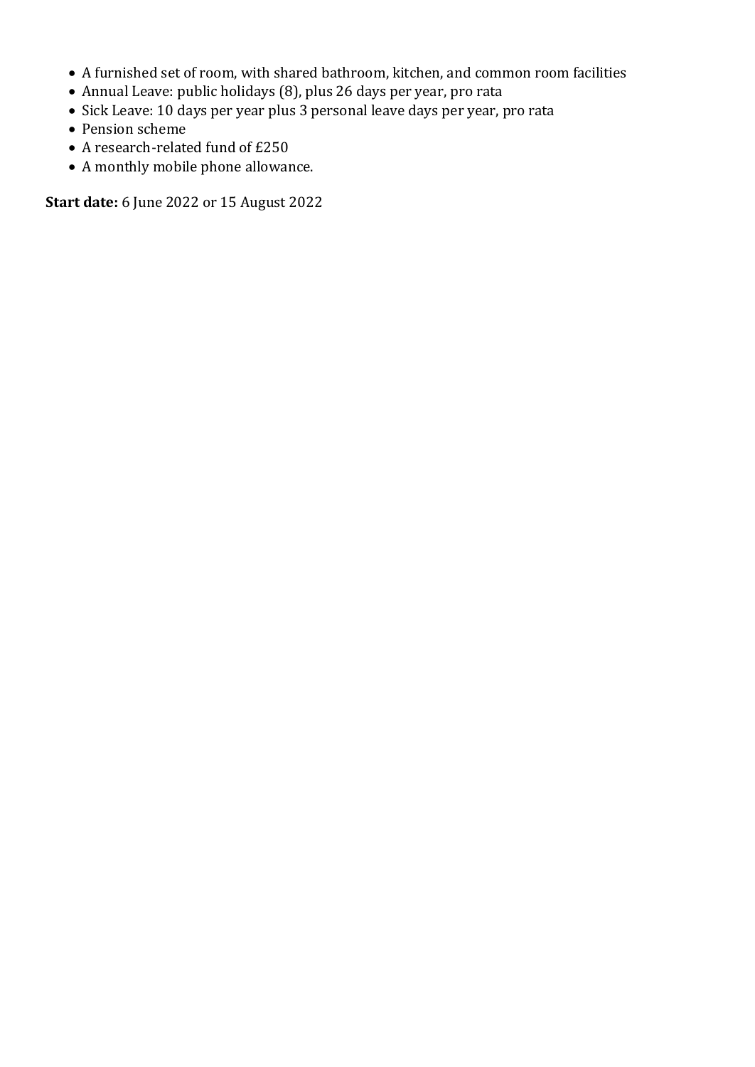- A furnished set of room, with shared bathroom, kitchen, and common room facilities
- Annual Leave: public holidays (8), plus 26 days per year, pro rata
- Sick Leave: 10 days per year plus 3 personal leave days per year, pro rata
- Pension scheme
- A research-related fund of £250
- A monthly mobile phone allowance.

**Start date:** 6 June 2022 or 15 August 2022